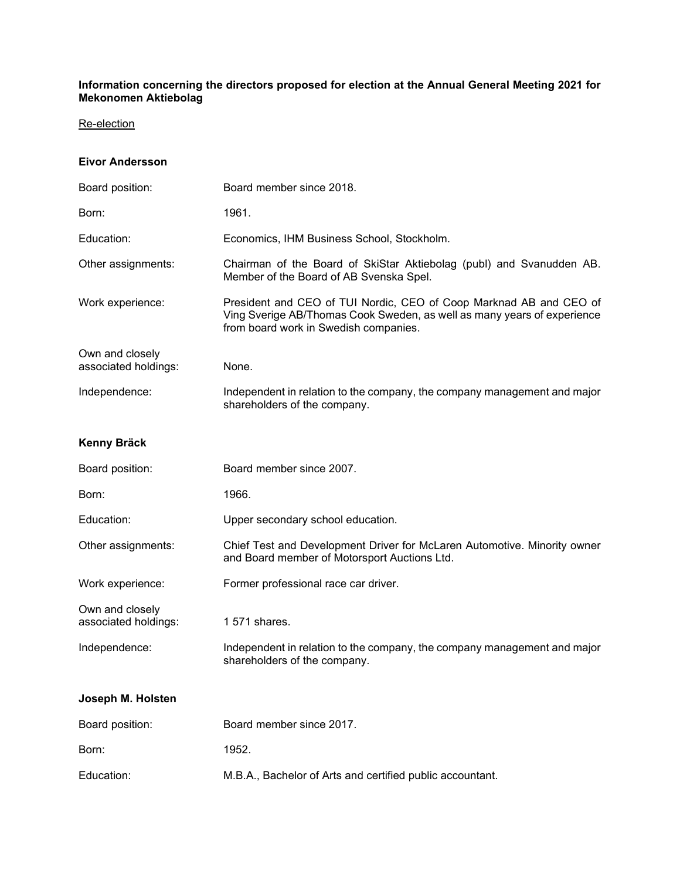**Information concerning the directors proposed for election at the Annual General Meeting 2021 for Mekonomen Aktiebolag**

Re-election

**Eivor Andersson**

| | |
|---|---|
| Board position: | Board member since 2018. |
| Born: | 1961. |
| Education: | Economics, IHM Business School, Stockholm. |
| Other assignments: | Chairman of the Board of SkiStar Aktiebolag (publ) and Svanudden AB. Member of the Board of AB Svenska Spel. |
| Work experience: | President and CEO of TUI Nordic, CEO of Coop Marknad AB and CEO of Ving Sverige AB/Thomas Cook Sweden, as well as many years of experience from board work in Swedish companies. |
| Own and closely associated holdings: | None. |
| Independence: | Independent in relation to the company, the company management and major shareholders of the company. |

**Kenny Bräck**

| | |
|---|---|
| Board position: | Board member since 2007. |
| Born: | 1966. |
| Education: | Upper secondary school education. |
| Other assignments: | Chief Test and Development Driver for McLaren Automotive. Minority owner and Board member of Motorsport Auctions Ltd. |
| Work experience: | Former professional race car driver. |
| Own and closely associated holdings: | 1 571 shares. |
| Independence: | Independent in relation to the company, the company management and major shareholders of the company. |

**Joseph M. Holsten**

| | |
|---|---|
| Board position: | Board member since 2017. |
| Born: | 1952. |
| Education: | M.B.A., Bachelor of Arts and certified public accountant. |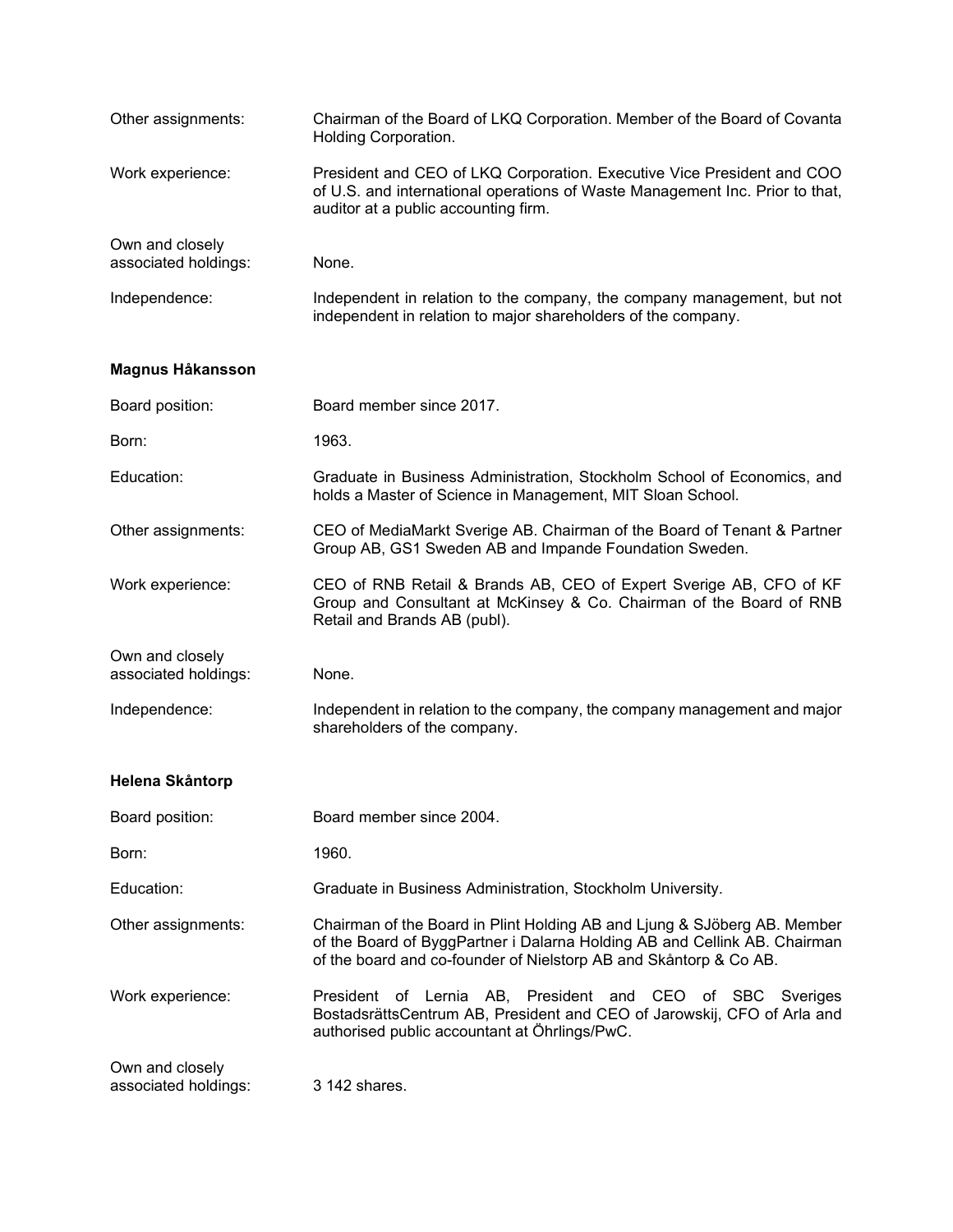| | |
|---|---|
| Other assignments: | Chairman of the Board of LKQ Corporation. Member of the Board of Covanta Holding Corporation. |
| Work experience: | President and CEO of LKQ Corporation. Executive Vice President and COO of U.S. and international operations of Waste Management Inc. Prior to that, auditor at a public accounting firm. |
| Own and closely associated holdings: | None. |
| Independence: | Independent in relation to the company, the company management, but not independent in relation to major shareholders of the company. |

**Magnus Håkansson**

| | |
|---|---|
| Board position: | Board member since 2017. |
| Born: | 1963. |
| Education: | Graduate in Business Administration, Stockholm School of Economics, and holds a Master of Science in Management, MIT Sloan School. |
| Other assignments: | CEO of MediaMarkt Sverige AB. Chairman of the Board of Tenant & Partner Group AB, GS1 Sweden AB and Impande Foundation Sweden. |
| Work experience: | CEO of RNB Retail & Brands AB, CEO of Expert Sverige AB, CFO of KF Group and Consultant at McKinsey & Co. Chairman of the Board of RNB Retail and Brands AB (publ). |
| Own and closely associated holdings: | None. |
| Independence: | Independent in relation to the company, the company management and major shareholders of the company. |

**Helena Skåntorp**

| | |
|---|---|
| Board position: | Board member since 2004. |
| Born: | 1960. |
| Education: | Graduate in Business Administration, Stockholm University. |
| Other assignments: | Chairman of the Board in Plint Holding AB and Ljung & SJöberg AB. Member of the Board of ByggPartner i Dalarna Holding AB and Cellink AB. Chairman of the board and co-founder of Nielstorp AB and Skåntorp & Co AB. |
| Work experience: | President of Lernia AB, President and CEO of SBC Sveriges BostadsrättsCentrum AB, President and CEO of Jarowskij, CFO of Arla and authorised public accountant at Öhrlings/PwC. |
| Own and closely associated holdings: | 3 142 shares. |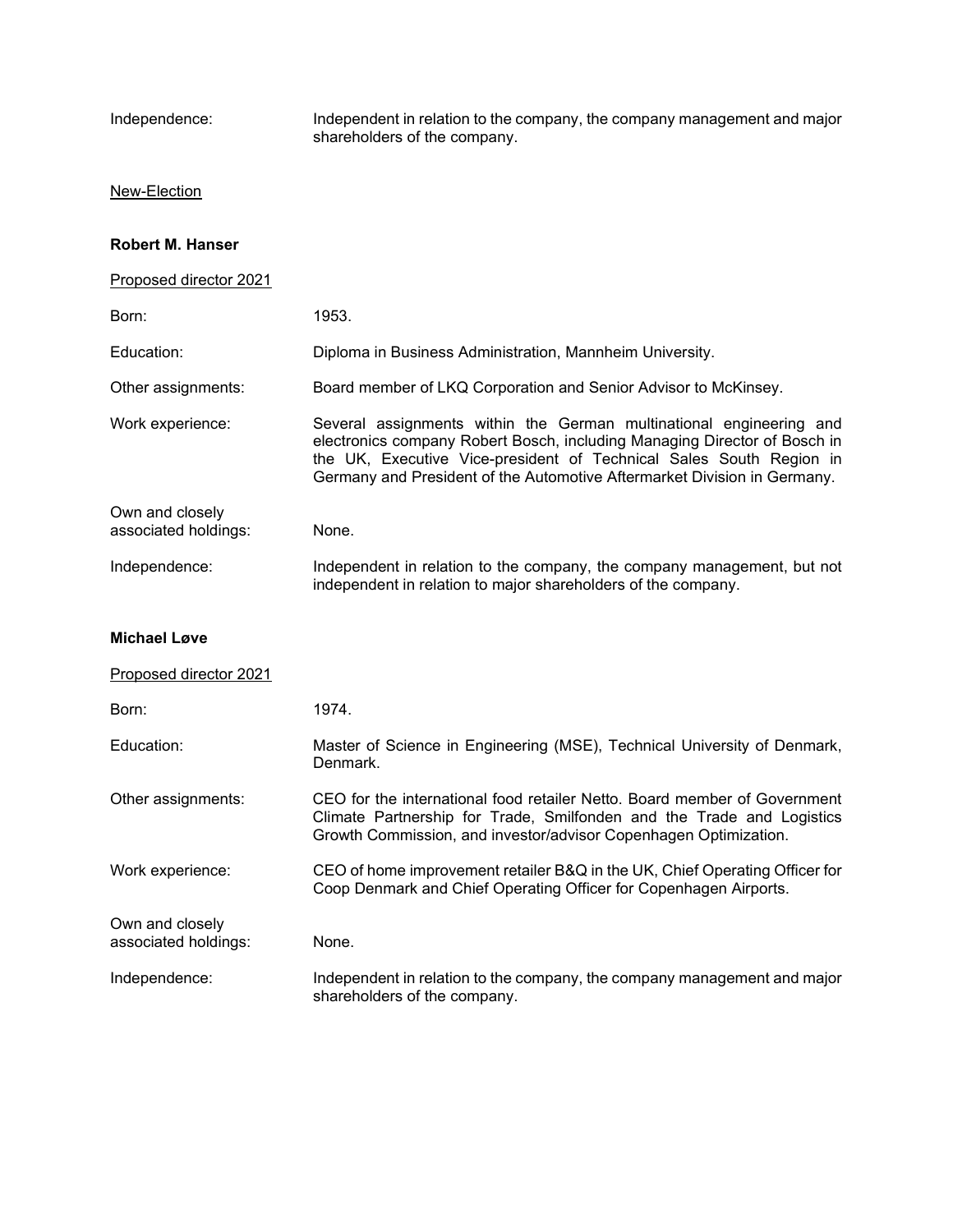Independence: Independent in relation to the company, the company management and major shareholders of the company.

New-Election

**Robert M. Hanser**

Proposed director 2021

Born: 1953.

Education: Diploma in Business Administration, Mannheim University.

Other assignments: Board member of LKQ Corporation and Senior Advisor to McKinsey.

Work experience: Several assignments within the German multinational engineering and electronics company Robert Bosch, including Managing Director of Bosch in the UK, Executive Vice-president of Technical Sales South Region in Germany and President of the Automotive Aftermarket Division in Germany.

Own and closely associated holdings: None.

Independence: Independent in relation to the company, the company management, but not independent in relation to major shareholders of the company.

**Michael Løve**

Proposed director 2021

Born: 1974.

Education: Master of Science in Engineering (MSE), Technical University of Denmark, Denmark.

Other assignments: CEO for the international food retailer Netto. Board member of Government Climate Partnership for Trade, Smilfonden and the Trade and Logistics Growth Commission, and investor/advisor Copenhagen Optimization.

Work experience: CEO of home improvement retailer B&Q in the UK, Chief Operating Officer for Coop Denmark and Chief Operating Officer for Copenhagen Airports.

Own and closely associated holdings: None.

Independence: Independent in relation to the company, the company management and major shareholders of the company.